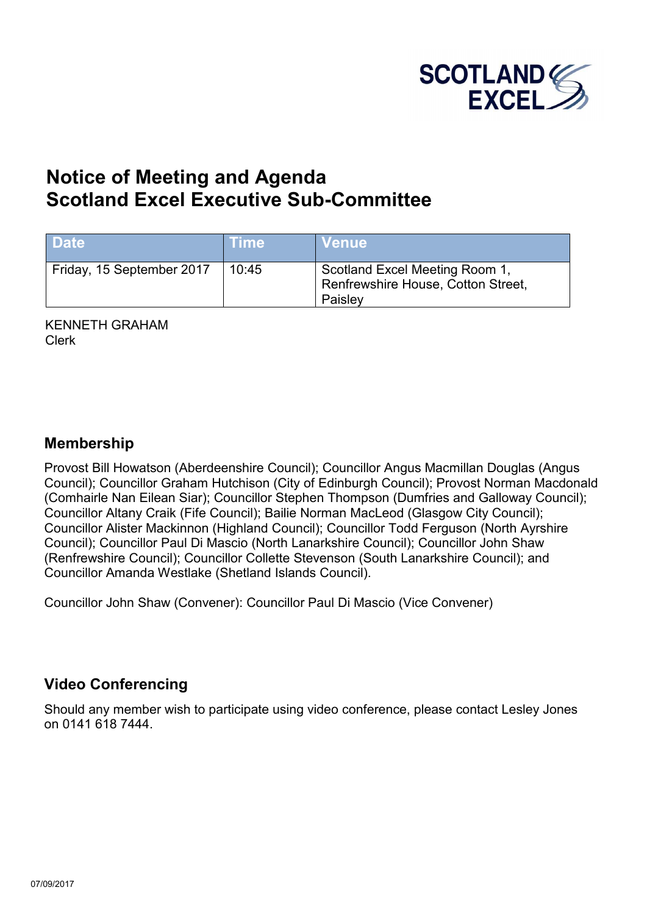# Notice of Meeting and Agenda
# Scotland Excel Executive Sub-Committee

| Date | Time | Venue |
|---|---|---|
| Friday, 15 September 2017 | 10:45 | Scotland Excel Meeting Room 1, Renfrewshire House, Cotton Street, Paisley |

KENNETH GRAHAM
Clerk

## Membership

Provost Bill Howatson (Aberdeenshire Council); Councillor Angus Macmillan Douglas (Angus Council); Councillor Graham Hutchison (City of Edinburgh Council); Provost Norman Macdonald (Comhairle Nan Eilean Siar); Councillor Stephen Thompson (Dumfries and Galloway Council); Councillor Altany Craik (Fife Council); Bailie Norman MacLeod (Glasgow City Council); Councillor Alister Mackinnon (Highland Council); Councillor Todd Ferguson (North Ayrshire Council); Councillor Paul Di Mascio (North Lanarkshire Council); Councillor John Shaw (Renfrewshire Council); Councillor Collette Stevenson (South Lanarkshire Council); and Councillor Amanda Westlake (Shetland Islands Council).

Councillor John Shaw (Convener): Councillor Paul Di Mascio (Vice Convener)

## Video Conferencing

Should any member wish to participate using video conference, please contact Lesley Jones on 0141 618 7444.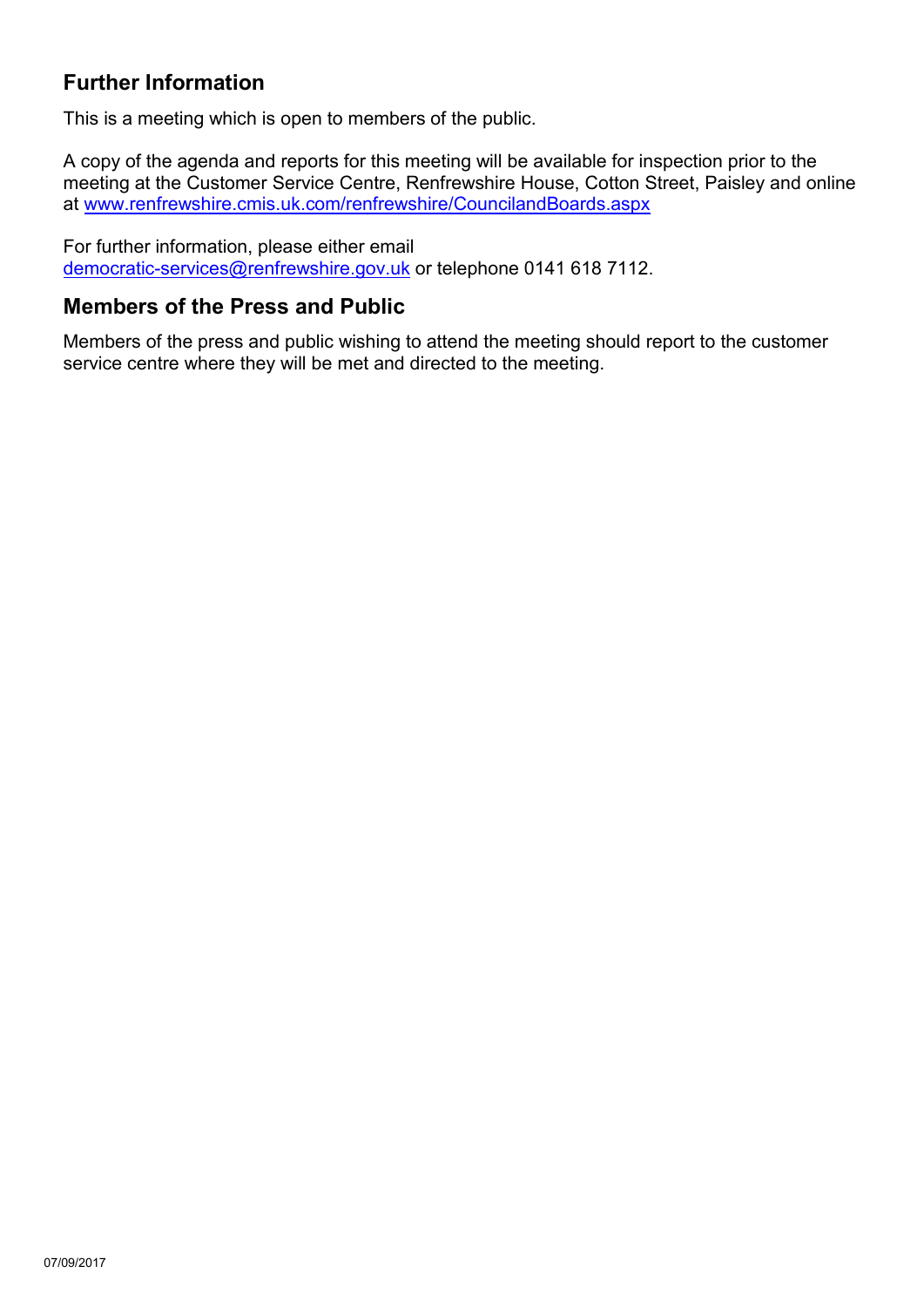## Further Information

This is a meeting which is open to members of the public.

A copy of the agenda and reports for this meeting will be available for inspection prior to the meeting at the Customer Service Centre, Renfrewshire House, Cotton Street, Paisley and online at www.renfrewshire.cmis.uk.com/renfrewshire/CouncilandBoards.aspx

For further information, please either email democratic-services@renfrewshire.gov.uk or telephone 0141 618 7112.

## Members of the Press and Public

Members of the press and public wishing to attend the meeting should report to the customer service centre where they will be met and directed to the meeting.

07/09/2017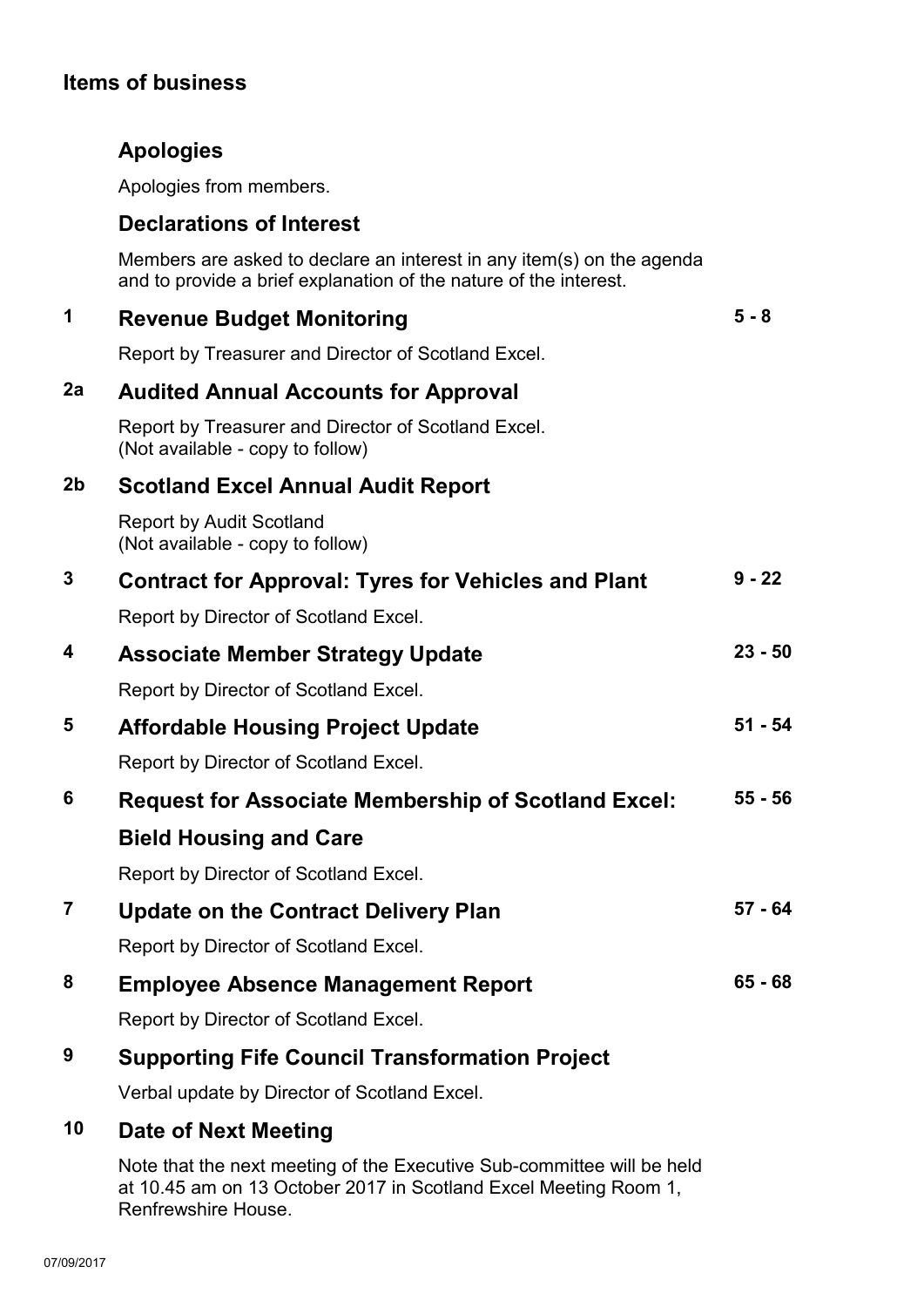## Items of business

### Apologies

Apologies from members.

### Declarations of Interest

Members are asked to declare an interest in any item(s) on the agenda and to provide a brief explanation of the nature of the interest.

| | | |
|---|---|---|
| **1** | **Revenue Budget Monitoring**<br>Report by Treasurer and Director of Scotland Excel. | **5 - 8** |
| **2a** | **Audited Annual Accounts for Approval**<br>Report by Treasurer and Director of Scotland Excel.<br>(Not available - copy to follow) | |
| **2b** | **Scotland Excel Annual Audit Report**<br>Report by Audit Scotland<br>(Not available - copy to follow) | |
| **3** | **Contract for Approval: Tyres for Vehicles and Plant**<br>Report by Director of Scotland Excel. | **9 - 22** |
| **4** | **Associate Member Strategy Update**<br>Report by Director of Scotland Excel. | **23 - 50** |
| **5** | **Affordable Housing Project Update**<br>Report by Director of Scotland Excel. | **51 - 54** |
| **6** | **Request for Associate Membership of Scotland Excel: Bield Housing and Care**<br>Report by Director of Scotland Excel. | **55 - 56** |
| **7** | **Update on the Contract Delivery Plan**<br>Report by Director of Scotland Excel. | **57 - 64** |
| **8** | **Employee Absence Management Report**<br>Report by Director of Scotland Excel. | **65 - 68** |
| **9** | **Supporting Fife Council Transformation Project**<br>Verbal update by Director of Scotland Excel. | |
| **10** | **Date of Next Meeting**<br>Note that the next meeting of the Executive Sub-committee will be held at 10.45 am on 13 October 2017 in Scotland Excel Meeting Room 1, Renfrewshire House. | |

07/09/2017